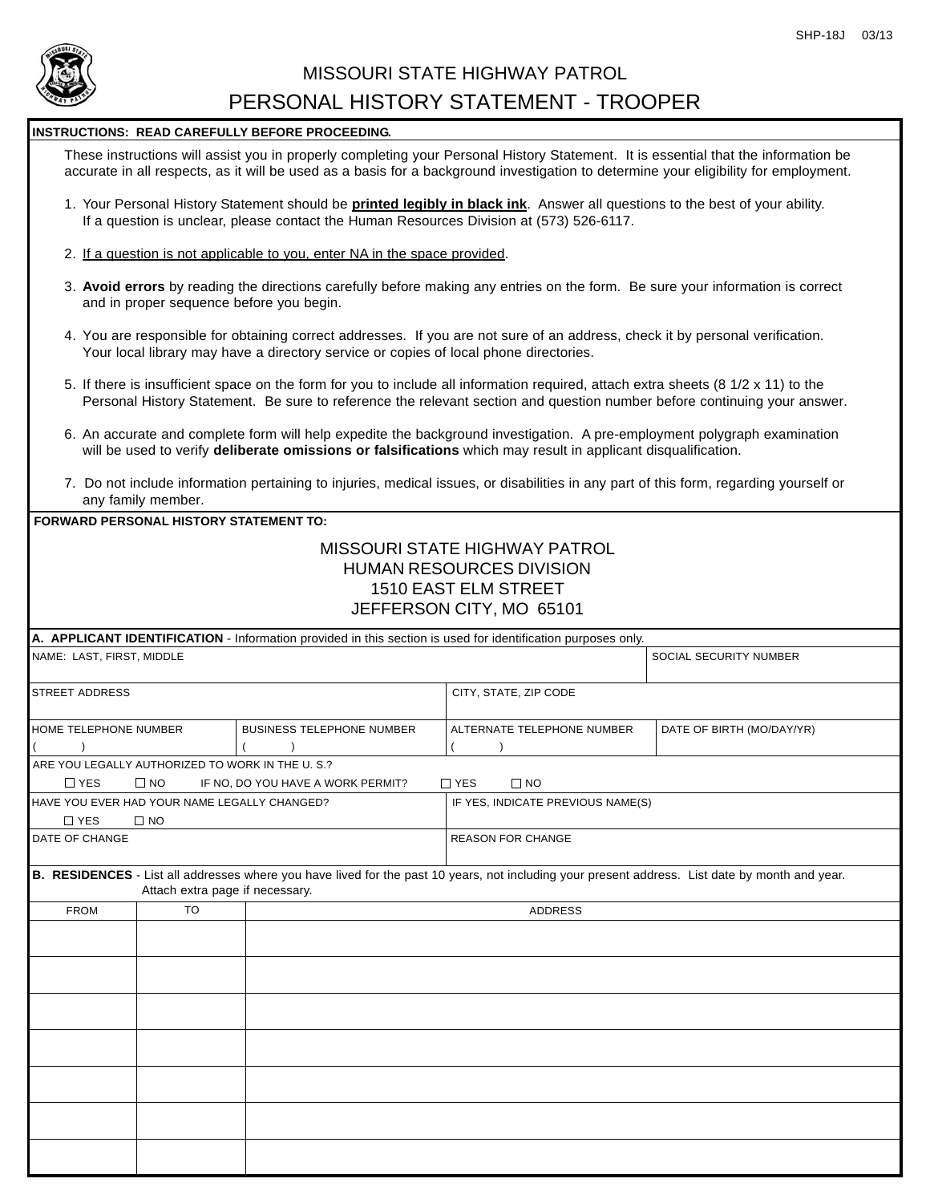SHP-18J 03/13

# MISSOURI STATE HIGHWAY PATROL
## PERSONAL HISTORY STATEMENT - TROOPER

**INSTRUCTIONS: READ CAREFULLY BEFORE PROCEEDING.**

These instructions will assist you in properly completing your Personal History Statement. It is essential that the information be accurate in all respects, as it will be used as a basis for a background investigation to determine your eligibility for employment.

1. Your Personal History Statement should be **printed legibly in black ink**. Answer all questions to the best of your ability. If a question is unclear, please contact the Human Resources Division at (573) 526-6117.
2. If a question is not applicable to you, enter NA in the space provided.
3. **Avoid errors** by reading the directions carefully before making any entries on the form. Be sure your information is correct and in proper sequence before you begin.
4. You are responsible for obtaining correct addresses. If you are not sure of an address, check it by personal verification. Your local library may have a directory service or copies of local phone directories.
5. If there is insufficient space on the form for you to include all information required, attach extra sheets (8 1/2 x 11) to the Personal History Statement. Be sure to reference the relevant section and question number before continuing your answer.
6. An accurate and complete form will help expedite the background investigation. A pre-employment polygraph examination will be used to verify **deliberate omissions or falsifications** which may result in applicant disqualification.
7. Do not include information pertaining to injuries, medical issues, or disabilities in any part of this form, regarding yourself or any family member.

**FORWARD PERSONAL HISTORY STATEMENT TO:**

MISSOURI STATE HIGHWAY PATROL
HUMAN RESOURCES DIVISION
1510 EAST ELM STREET
JEFFERSON CITY, MO 65101

**A. APPLICANT IDENTIFICATION** - Information provided in this section is used for identification purposes only.

| NAME: LAST, FIRST, MIDDLE | | | SOCIAL SECURITY NUMBER |
|---|---|---|---|
| | | | |

| STREET ADDRESS | CITY, STATE, ZIP CODE |
|---|---|
| | |

| HOME TELEPHONE NUMBER | BUSINESS TELEPHONE NUMBER | ALTERNATE TELEPHONE NUMBER | DATE OF BIRTH (MO/DAY/YR) |
|---|---|---|---|
| ( ) | ( ) | ( ) | |

ARE YOU LEGALLY AUTHORIZED TO WORK IN THE U. S.?
☐ YES ☐ NO IF NO, DO YOU HAVE A WORK PERMIT? ☐ YES ☐ NO

| HAVE YOU EVER HAD YOUR NAME LEGALLY CHANGED? ☐ YES ☐ NO | IF YES, INDICATE PREVIOUS NAME(S) |
|---|---|
| DATE OF CHANGE | REASON FOR CHANGE |

**B. RESIDENCES** - List all addresses where you have lived for the past 10 years, not including your present address. List date by month and year. Attach extra page if necessary.

| FROM | TO | ADDRESS |
|---|---|---|
| | | |
| | | |
| | | |
| | | |
| | | |
| | | |
| | | |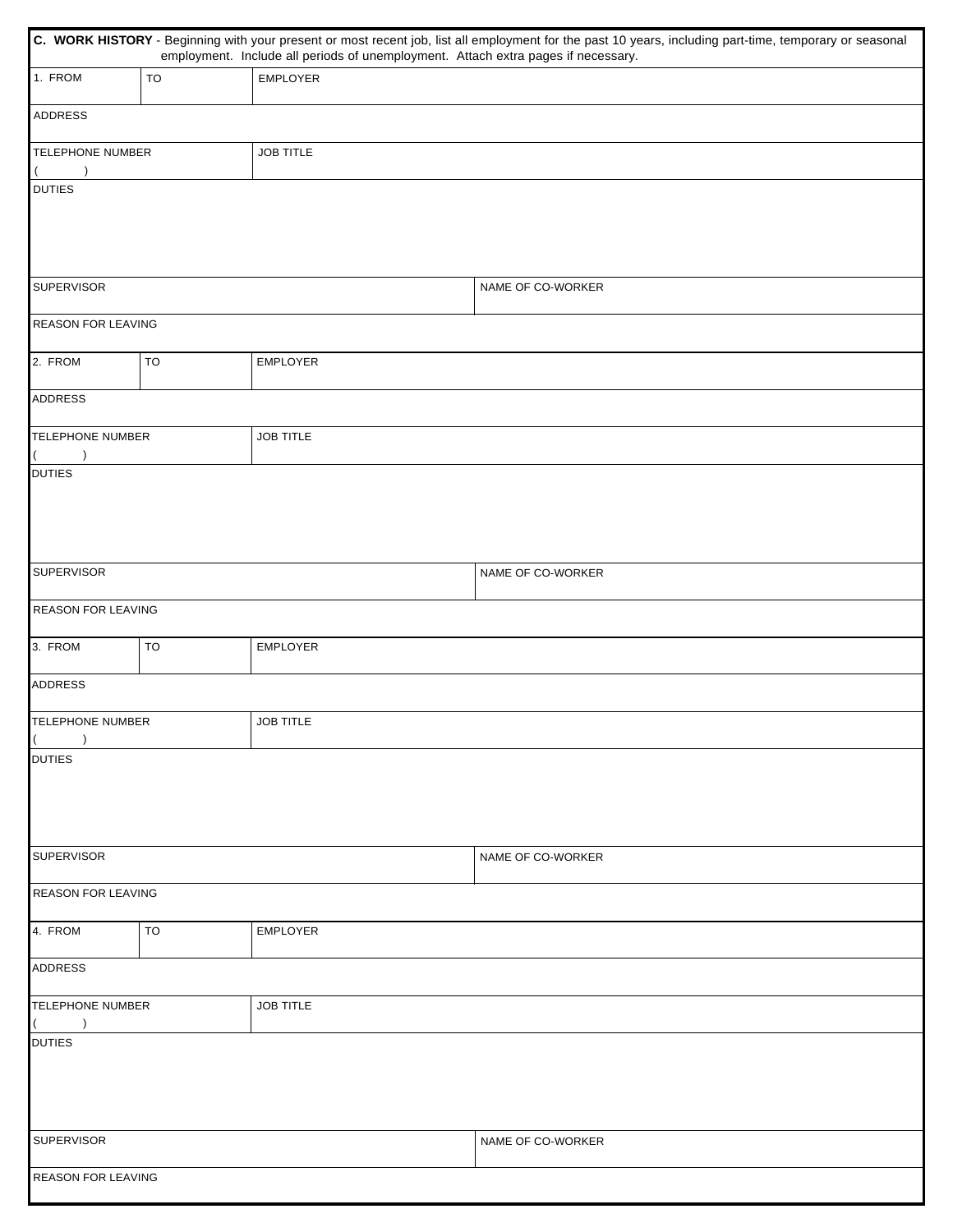**C. WORK HISTORY** - Beginning with your present or most recent job, list all employment for the past 10 years, including part-time, temporary or seasonal employment. Include all periods of unemployment. Attach extra pages if necessary.

| 1. FROM | TO | EMPLOYER |
|---|---|---|
| ADDRESS | | |
| TELEPHONE NUMBER ( ) | JOB TITLE | |
| DUTIES | | |
| SUPERVISOR | NAME OF CO-WORKER | |
| REASON FOR LEAVING | | |

| 2. FROM | TO | EMPLOYER |
|---|---|---|
| ADDRESS | | |
| TELEPHONE NUMBER ( ) | JOB TITLE | |
| DUTIES | | |
| SUPERVISOR | NAME OF CO-WORKER | |
| REASON FOR LEAVING | | |

| 3. FROM | TO | EMPLOYER |
|---|---|---|
| ADDRESS | | |
| TELEPHONE NUMBER ( ) | JOB TITLE | |
| DUTIES | | |
| SUPERVISOR | NAME OF CO-WORKER | |
| REASON FOR LEAVING | | |

| 4. FROM | TO | EMPLOYER |
|---|---|---|
| ADDRESS | | |
| TELEPHONE NUMBER ( ) | JOB TITLE | |
| DUTIES | | |
| SUPERVISOR | NAME OF CO-WORKER | |
| REASON FOR LEAVING | | |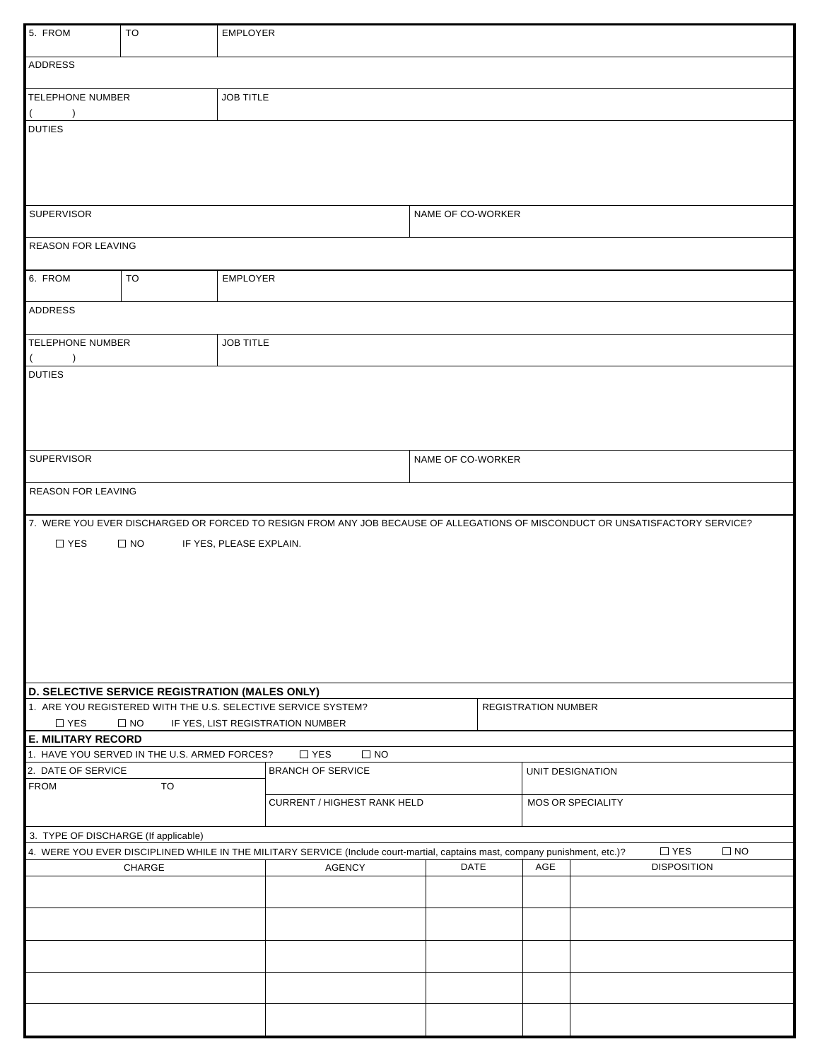| 5. FROM | TO | EMPLOYER |
|---|---|---|

ADDRESS

| TELEPHONE NUMBER ( ) | JOB TITLE |
|---|---|

DUTIES

| SUPERVISOR | NAME OF CO-WORKER |
|---|---|

REASON FOR LEAVING

| 6. FROM | TO | EMPLOYER |
|---|---|---|

ADDRESS

| TELEPHONE NUMBER ( ) | JOB TITLE |
|---|---|

DUTIES

| SUPERVISOR | NAME OF CO-WORKER |
|---|---|

REASON FOR LEAVING

7. WERE YOU EVER DISCHARGED OR FORCED TO RESIGN FROM ANY JOB BECAUSE OF ALLEGATIONS OF MISCONDUCT OR UNSATISFACTORY SERVICE?

☐ YES ☐ NO IF YES, PLEASE EXPLAIN.

## D. SELECTIVE SERVICE REGISTRATION (MALES ONLY)

| 1. ARE YOU REGISTERED WITH THE U.S. SELECTIVE SERVICE SYSTEM? ☐ YES ☐ NO IF YES, LIST REGISTRATION NUMBER | REGISTRATION NUMBER |
|---|---|

## E. MILITARY RECORD

1. HAVE YOU SERVED IN THE U.S. ARMED FORCES? ☐ YES ☐ NO

| 2. DATE OF SERVICE FROM TO | BRANCH OF SERVICE | UNIT DESIGNATION |
|---|---|---|
| | CURRENT / HIGHEST RANK HELD | MOS OR SPECIALITY |

3. TYPE OF DISCHARGE (If applicable)

4. WERE YOU EVER DISCIPLINED WHILE IN THE MILITARY SERVICE (Include court-martial, captains mast, company punishment, etc.)? ☐ YES ☐ NO

| CHARGE | AGENCY | DATE | AGE | DISPOSITION |
|---|---|---|---|---|
| | | | | |
| | | | | |
| | | | | |
| | | | | |
| | | | | |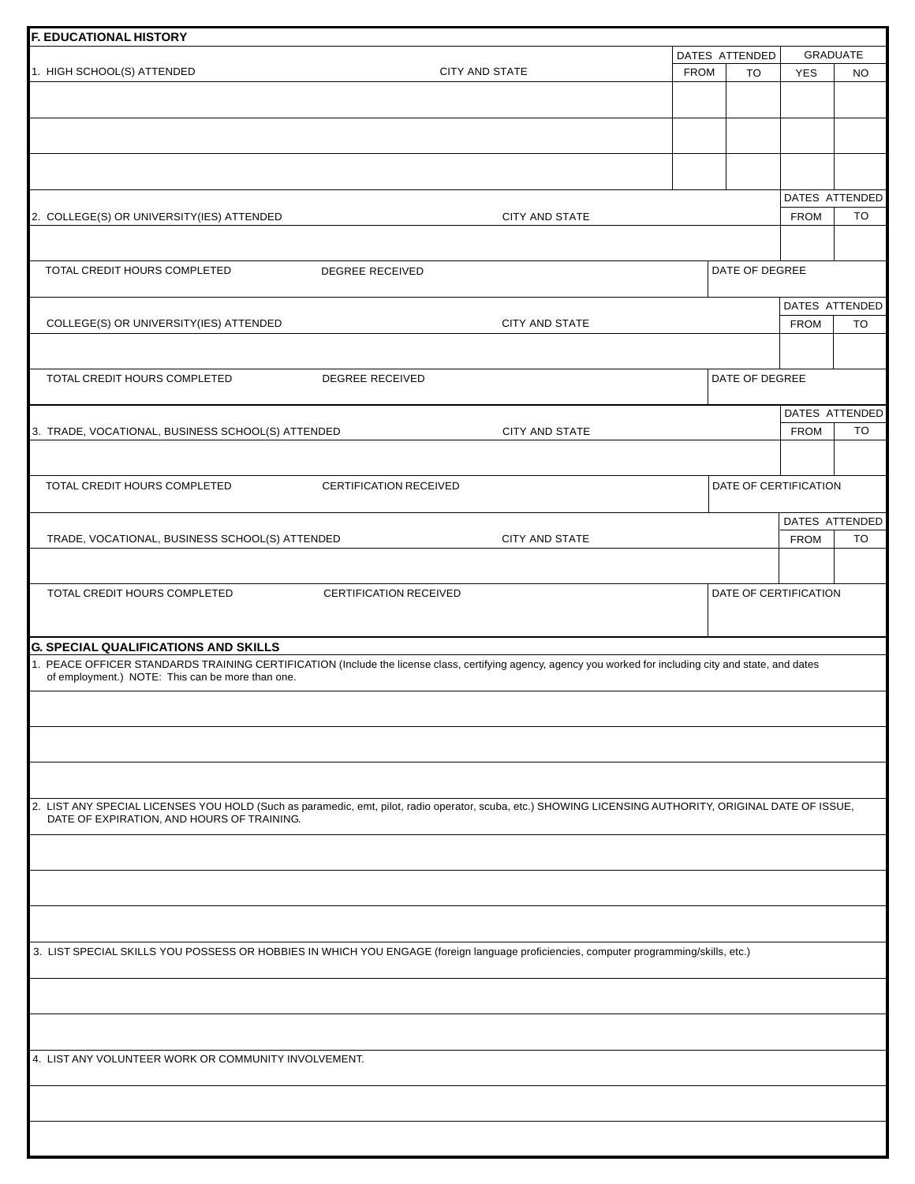## F. EDUCATIONAL HISTORY

| 1. HIGH SCHOOL(S) ATTENDED | CITY AND STATE | DATES ATTENDED | | GRADUATE | |
|---|---|---|---|---|---|
| | | FROM | TO | YES | NO |
| | | | | | |
| | | | | | |
| | | | | | |

| 2. COLLEGE(S) OR UNIVERSITY(IES) ATTENDED | CITY AND STATE | DATES ATTENDED | |
|---|---|---|---|
| | | FROM | TO |
| | | | |

| TOTAL CREDIT HOURS COMPLETED | DEGREE RECEIVED | DATE OF DEGREE |
|---|---|---|
| | | |

| COLLEGE(S) OR UNIVERSITY(IES) ATTENDED | CITY AND STATE | DATES ATTENDED | |
|---|---|---|---|
| | | FROM | TO |
| | | | |

| TOTAL CREDIT HOURS COMPLETED | DEGREE RECEIVED | DATE OF DEGREE |
|---|---|---|
| | | |

| 3. TRADE, VOCATIONAL, BUSINESS SCHOOL(S) ATTENDED | CITY AND STATE | DATES ATTENDED | |
|---|---|---|---|
| | | FROM | TO |
| | | | |

| TOTAL CREDIT HOURS COMPLETED | CERTIFICATION RECEIVED | DATE OF CERTIFICATION |
|---|---|---|
| | | |

| TRADE, VOCATIONAL, BUSINESS SCHOOL(S) ATTENDED | CITY AND STATE | DATES ATTENDED | |
|---|---|---|---|
| | | FROM | TO |
| | | | |

| TOTAL CREDIT HOURS COMPLETED | CERTIFICATION RECEIVED | DATE OF CERTIFICATION |
|---|---|---|
| | | |

## G. SPECIAL QUALIFICATIONS AND SKILLS

1. PEACE OFFICER STANDARDS TRAINING CERTIFICATION (Include the license class, certifying agency, agency you worked for including city and state, and dates of employment.) NOTE: This can be more than one.

2. LIST ANY SPECIAL LICENSES YOU HOLD (Such as paramedic, emt, pilot, radio operator, scuba, etc.) SHOWING LICENSING AUTHORITY, ORIGINAL DATE OF ISSUE, DATE OF EXPIRATION, AND HOURS OF TRAINING.

3. LIST SPECIAL SKILLS YOU POSSESS OR HOBBIES IN WHICH YOU ENGAGE (foreign language proficiencies, computer programming/skills, etc.)

4. LIST ANY VOLUNTEER WORK OR COMMUNITY INVOLVEMENT.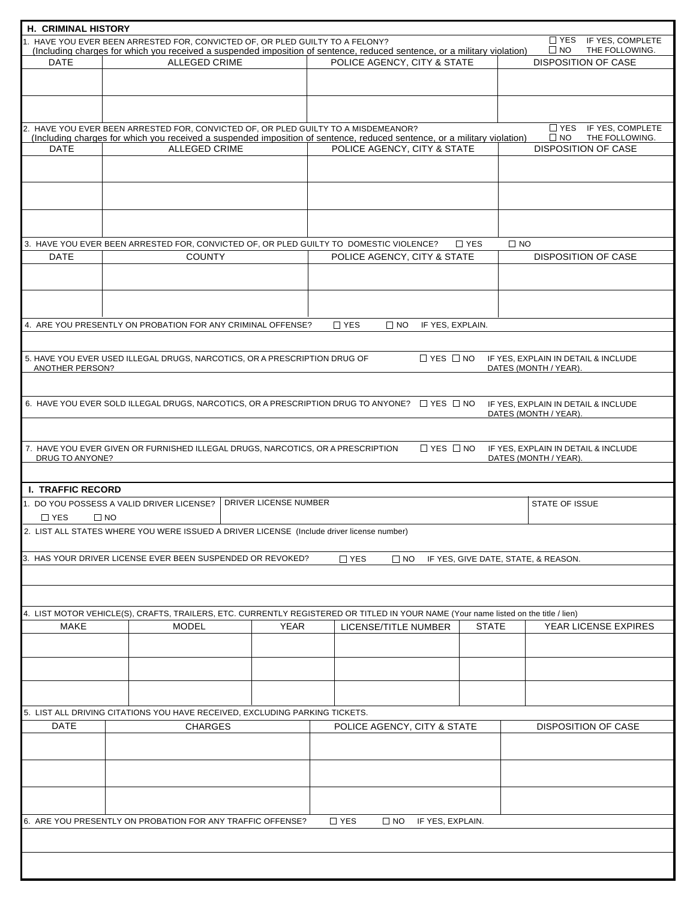## H. CRIMINAL HISTORY

1. HAVE YOU EVER BEEN ARRESTED FOR, CONVICTED OF, OR PLED GUILTY TO A FELONY?
(Including charges for which you received a suspended imposition of sentence, reduced sentence, or a military violation)

☐ YES ☐ NO IF YES, COMPLETE THE FOLLOWING.

| DATE | ALLEGED CRIME | POLICE AGENCY, CITY & STATE | DISPOSITION OF CASE |
|---|---|---|---|
| | | | |
| | | | |

2. HAVE YOU EVER BEEN ARRESTED FOR, CONVICTED OF, OR PLED GUILTY TO A MISDEMEANOR?
(Including charges for which you received a suspended imposition of sentence, reduced sentence, or a military violation)

☐ YES ☐ NO IF YES, COMPLETE THE FOLLOWING.

| DATE | ALLEGED CRIME | POLICE AGENCY, CITY & STATE | DISPOSITION OF CASE |
|---|---|---|---|
| | | | |
| | | | |
| | | | |

3. HAVE YOU EVER BEEN ARRESTED FOR, CONVICTED OF, OR PLED GUILTY TO DOMESTIC VIOLENCE? ☐ YES ☐ NO

| DATE | COUNTY | POLICE AGENCY, CITY & STATE | DISPOSITION OF CASE |
|---|---|---|---|
| | | | |
| | | | |

4. ARE YOU PRESENTLY ON PROBATION FOR ANY CRIMINAL OFFENSE? ☐ YES ☐ NO IF YES, EXPLAIN.

5. HAVE YOU EVER USED ILLEGAL DRUGS, NARCOTICS, OR A PRESCRIPTION DRUG OF ANOTHER PERSON? ☐ YES ☐ NO IF YES, EXPLAIN IN DETAIL & INCLUDE DATES (MONTH / YEAR).

6. HAVE YOU EVER SOLD ILLEGAL DRUGS, NARCOTICS, OR A PRESCRIPTION DRUG TO ANYONE? ☐ YES ☐ NO IF YES, EXPLAIN IN DETAIL & INCLUDE DATES (MONTH / YEAR).

7. HAVE YOU EVER GIVEN OR FURNISHED ILLEGAL DRUGS, NARCOTICS, OR A PRESCRIPTION DRUG TO ANYONE? ☐ YES ☐ NO IF YES, EXPLAIN IN DETAIL & INCLUDE DATES (MONTH / YEAR).

## I. TRAFFIC RECORD

| 1. DO YOU POSSESS A VALID DRIVER LICENSE? ☐ YES ☐ NO | DRIVER LICENSE NUMBER | STATE OF ISSUE |
|---|---|---|
| | | |

2. LIST ALL STATES WHERE YOU WERE ISSUED A DRIVER LICENSE (Include driver license number)

3. HAS YOUR DRIVER LICENSE EVER BEEN SUSPENDED OR REVOKED? ☐ YES ☐ NO IF YES, GIVE DATE, STATE, & REASON.

4. LIST MOTOR VEHICLE(S), CRAFTS, TRAILERS, ETC. CURRENTLY REGISTERED OR TITLED IN YOUR NAME (Your name listed on the title / lien)

| MAKE | MODEL | YEAR | LICENSE/TITLE NUMBER | STATE | YEAR LICENSE EXPIRES |
|---|---|---|---|---|---|
| | | | | | |
| | | | | | |
| | | | | | |

5. LIST ALL DRIVING CITATIONS YOU HAVE RECEIVED, EXCLUDING PARKING TICKETS.

| DATE | CHARGES | POLICE AGENCY, CITY & STATE | DISPOSITION OF CASE |
|---|---|---|---|
| | | | |
| | | | |
| | | | |

6. ARE YOU PRESENTLY ON PROBATION FOR ANY TRAFFIC OFFENSE? ☐ YES ☐ NO IF YES, EXPLAIN.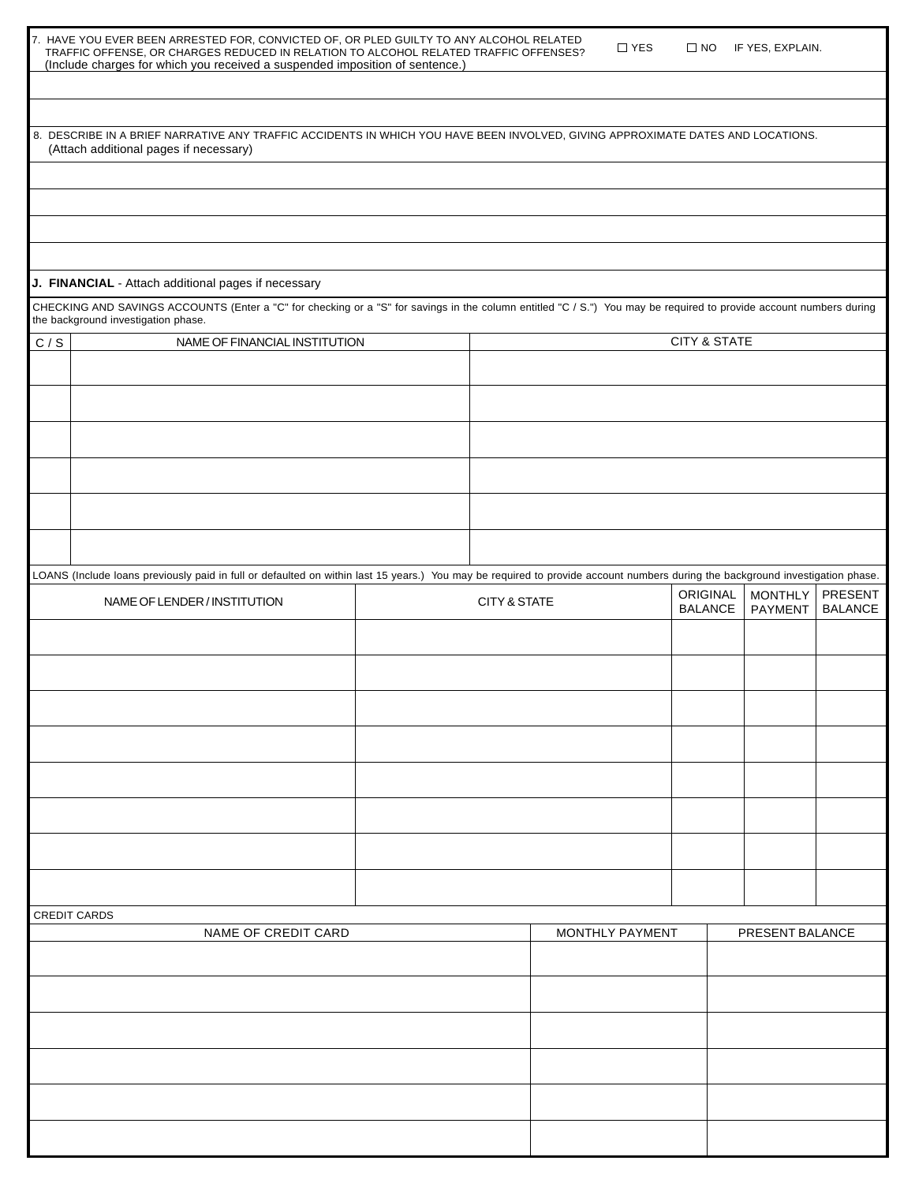7. HAVE YOU EVER BEEN ARRESTED FOR, CONVICTED OF, OR PLED GUILTY TO ANY ALCOHOL RELATED TRAFFIC OFFENSE, OR CHARGES REDUCED IN RELATION TO ALCOHOL RELATED TRAFFIC OFFENSES? (Include charges for which you received a suspended imposition of sentence.) ☐ YES ☐ NO IF YES, EXPLAIN.

8. DESCRIBE IN A BRIEF NARRATIVE ANY TRAFFIC ACCIDENTS IN WHICH YOU HAVE BEEN INVOLVED, GIVING APPROXIMATE DATES AND LOCATIONS. (Attach additional pages if necessary)

## J. FINANCIAL - Attach additional pages if necessary

CHECKING AND SAVINGS ACCOUNTS (Enter a "C" for checking or a "S" for savings in the column entitled "C / S.") You may be required to provide account numbers during the background investigation phase.

| C / S | NAME OF FINANCIAL INSTITUTION | CITY & STATE |
|---|---|---|
| | | |
| | | |
| | | |
| | | |
| | | |
| | | |

LOANS (Include loans previously paid in full or defaulted on within last 15 years.) You may be required to provide account numbers during the background investigation phase.

| NAME OF LENDER / INSTITUTION | CITY & STATE | ORIGINAL BALANCE | MONTHLY PAYMENT | PRESENT BALANCE |
|---|---|---|---|---|
| | | | | |
| | | | | |
| | | | | |
| | | | | |
| | | | | |
| | | | | |
| | | | | |
| | | | | |

CREDIT CARDS

| NAME OF CREDIT CARD | MONTHLY PAYMENT | PRESENT BALANCE |
|---|---|---|
| | | |
| | | |
| | | |
| | | |
| | | |
| | | |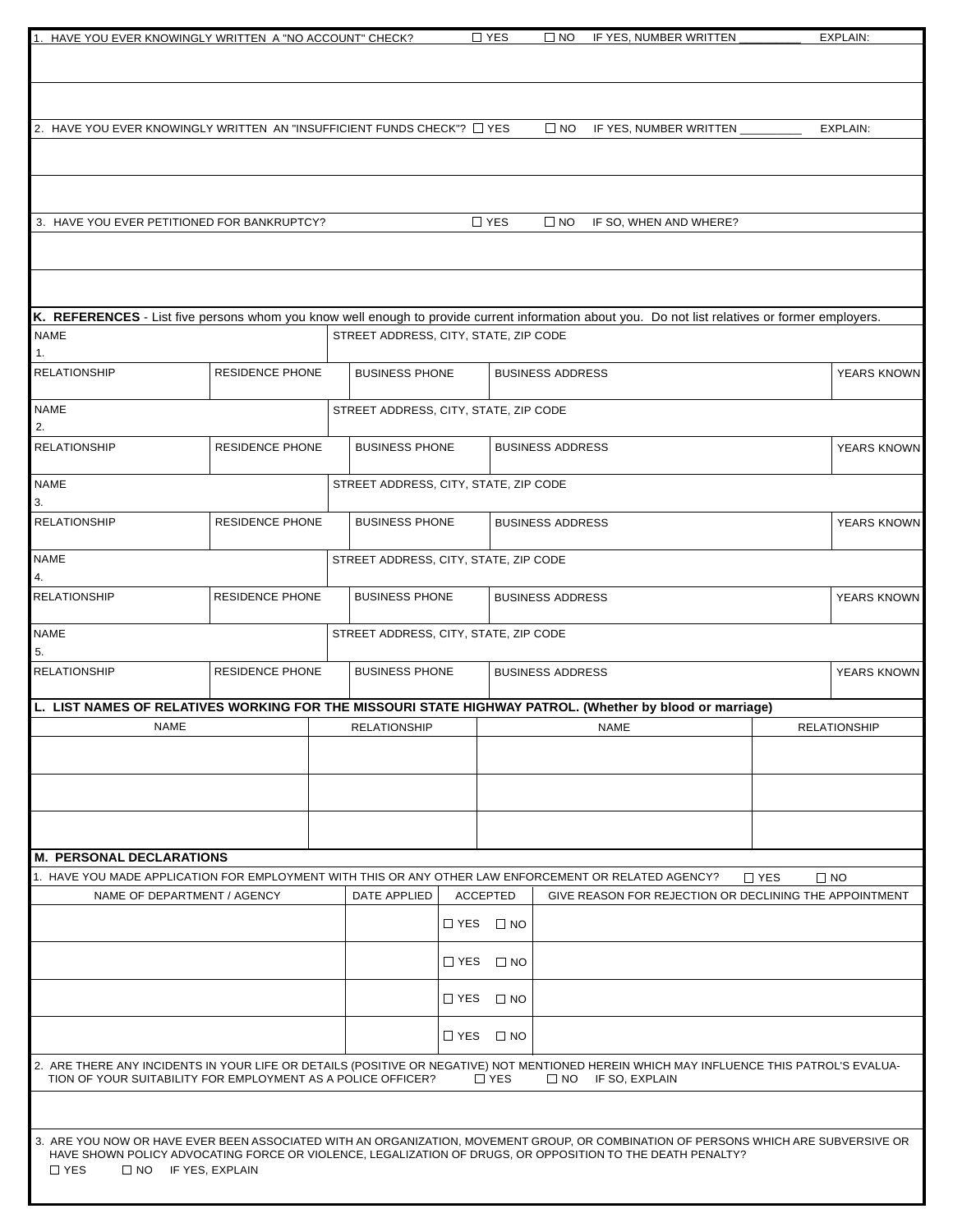1. HAVE YOU EVER KNOWINGLY WRITTEN A "NO ACCOUNT" CHECK? ☐ YES ☐ NO IF YES, NUMBER WRITTEN __________ EXPLAIN:

2. HAVE YOU EVER KNOWINGLY WRITTEN AN "INSUFFICIENT FUNDS CHECK"? ☐ YES ☐ NO IF YES, NUMBER WRITTEN __________ EXPLAIN:

3. HAVE YOU EVER PETITIONED FOR BANKRUPTCY? ☐ YES ☐ NO IF SO, WHEN AND WHERE?

**K. REFERENCES** - List five persons whom you know well enough to provide current information about you. Do not list relatives or former employers.

| NAME | | STREET ADDRESS, CITY, STATE, ZIP CODE | | |
|---|---|---|---|---|
| 1. | | | | |
| RELATIONSHIP | RESIDENCE PHONE | BUSINESS PHONE | BUSINESS ADDRESS | YEARS KNOWN |
| NAME | | STREET ADDRESS, CITY, STATE, ZIP CODE | | |
| 2. | | | | |
| RELATIONSHIP | RESIDENCE PHONE | BUSINESS PHONE | BUSINESS ADDRESS | YEARS KNOWN |
| NAME | | STREET ADDRESS, CITY, STATE, ZIP CODE | | |
| 3. | | | | |
| RELATIONSHIP | RESIDENCE PHONE | BUSINESS PHONE | BUSINESS ADDRESS | YEARS KNOWN |
| NAME | | STREET ADDRESS, CITY, STATE, ZIP CODE | | |
| 4. | | | | |
| RELATIONSHIP | RESIDENCE PHONE | BUSINESS PHONE | BUSINESS ADDRESS | YEARS KNOWN |
| NAME | | STREET ADDRESS, CITY, STATE, ZIP CODE | | |
| 5. | | | | |
| RELATIONSHIP | RESIDENCE PHONE | BUSINESS PHONE | BUSINESS ADDRESS | YEARS KNOWN |

**L. LIST NAMES OF RELATIVES WORKING FOR THE MISSOURI STATE HIGHWAY PATROL. (Whether by blood or marriage)**

| NAME | RELATIONSHIP | NAME | RELATIONSHIP |
|---|---|---|---|
| | | | |
| | | | |
| | | | |

**M. PERSONAL DECLARATIONS**

1. HAVE YOU MADE APPLICATION FOR EMPLOYMENT WITH THIS OR ANY OTHER LAW ENFORCEMENT OR RELATED AGENCY? ☐ YES ☐ NO

| NAME OF DEPARTMENT / AGENCY | DATE APPLIED | ACCEPTED | GIVE REASON FOR REJECTION OR DECLINING THE APPOINTMENT |
|---|---|---|---|
| | | ☐ YES ☐ NO | |
| | | ☐ YES ☐ NO | |
| | | ☐ YES ☐ NO | |
| | | ☐ YES ☐ NO | |

2. ARE THERE ANY INCIDENTS IN YOUR LIFE OR DETAILS (POSITIVE OR NEGATIVE) NOT MENTIONED HEREIN WHICH MAY INFLUENCE THIS PATROL'S EVALUATION OF YOUR SUITABILITY FOR EMPLOYMENT AS A POLICE OFFICER? ☐ YES ☐ NO IF SO, EXPLAIN

3. ARE YOU NOW OR HAVE EVER BEEN ASSOCIATED WITH AN ORGANIZATION, MOVEMENT GROUP, OR COMBINATION OF PERSONS WHICH ARE SUBVERSIVE OR HAVE SHOWN POLICY ADVOCATING FORCE OR VIOLENCE, LEGALIZATION OF DRUGS, OR OPPOSITION TO THE DEATH PENALTY?
☐ YES ☐ NO IF YES, EXPLAIN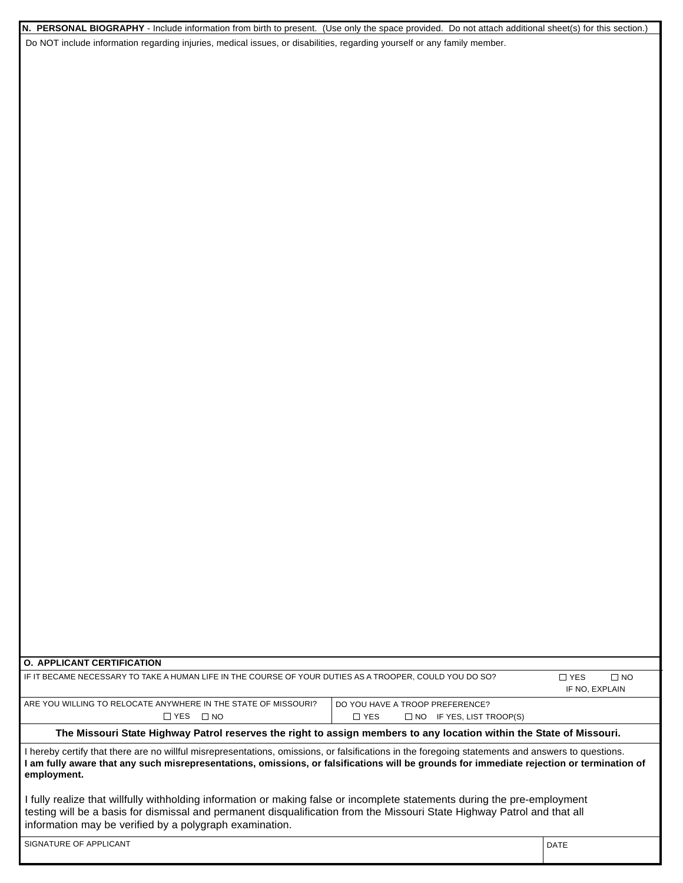**N. PERSONAL BIOGRAPHY** - Include information from birth to present. (Use only the space provided. Do not attach additional sheet(s) for this section.)

Do NOT include information regarding injuries, medical issues, or disabilities, regarding yourself or any family member.

**O. APPLICANT CERTIFICATION**

IF IT BECAME NECESSARY TO TAKE A HUMAN LIFE IN THE COURSE OF YOUR DUTIES AS A TROOPER, COULD YOU DO SO? ☐ YES ☐ NO IF NO, EXPLAIN

ARE YOU WILLING TO RELOCATE ANYWHERE IN THE STATE OF MISSOURI? ☐ YES ☐ NO

DO YOU HAVE A TROOP PREFERENCE? ☐ YES ☐ NO IF YES, LIST TROOP(S)

**The Missouri State Highway Patrol reserves the right to assign members to any location within the State of Missouri.**

I hereby certify that there are no willful misrepresentations, omissions, or falsifications in the foregoing statements and answers to questions. **I am fully aware that any such misrepresentations, omissions, or falsifications will be grounds for immediate rejection or termination of employment.**

I fully realize that willfully withholding information or making false or incomplete statements during the pre-employment testing will be a basis for dismissal and permanent disqualification from the Missouri State Highway Patrol and that all information may be verified by a polygraph examination.

| SIGNATURE OF APPLICANT | DATE |
| --- | --- |
| | |